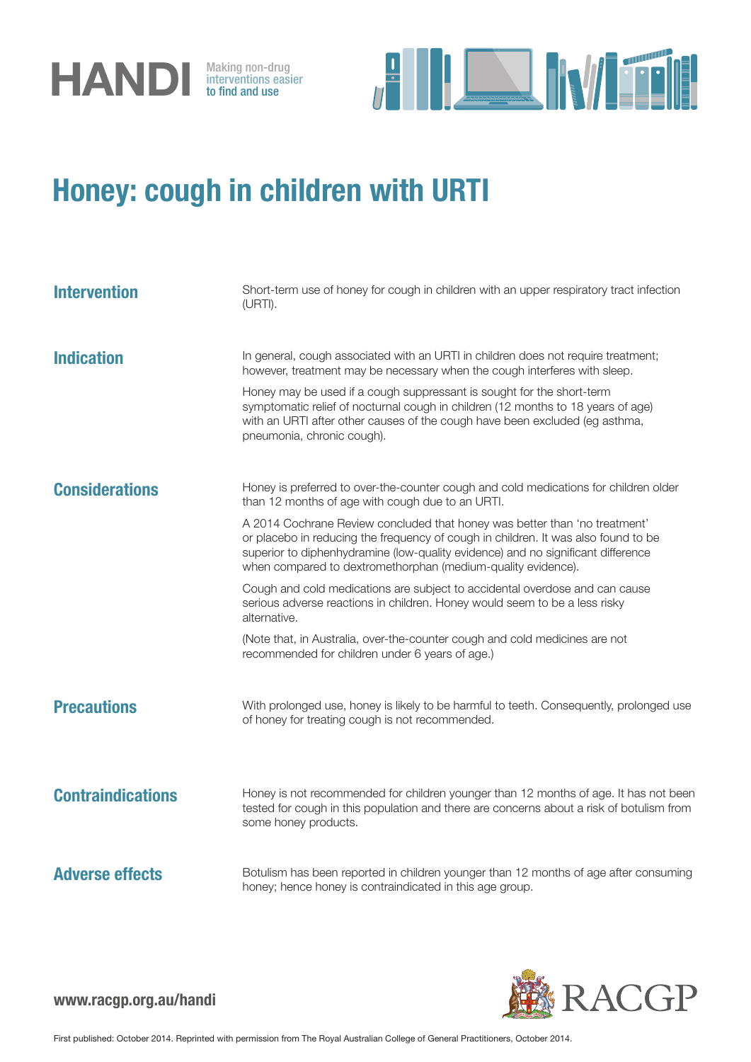HANDI Making non-drug interventions easier to find and use

# Honey: cough in children with URTI

## Intervention

Short-term use of honey for cough in children with an upper respiratory tract infection (URTI).

## Indication

In general, cough associated with an URTI in children does not require treatment; however, treatment may be necessary when the cough interferes with sleep.

Honey may be used if a cough suppressant is sought for the short-term symptomatic relief of nocturnal cough in children (12 months to 18 years of age) with an URTI after other causes of the cough have been excluded (eg asthma, pneumonia, chronic cough).

## Considerations

Honey is preferred to over-the-counter cough and cold medications for children older than 12 months of age with cough due to an URTI.

A 2014 Cochrane Review concluded that honey was better than 'no treatment' or placebo in reducing the frequency of cough in children. It was also found to be superior to diphenhydramine (low-quality evidence) and no significant difference when compared to dextromethorphan (medium-quality evidence).

Cough and cold medications are subject to accidental overdose and can cause serious adverse reactions in children. Honey would seem to be a less risky alternative.

(Note that, in Australia, over-the-counter cough and cold medicines are not recommended for children under 6 years of age.)

## Precautions

With prolonged use, honey is likely to be harmful to teeth. Consequently, prolonged use of honey for treating cough is not recommended.

## Contraindications

Honey is not recommended for children younger than 12 months of age. It has not been tested for cough in this population and there are concerns about a risk of botulism from some honey products.

## Adverse effects

Botulism has been reported in children younger than 12 months of age after consuming honey; hence honey is contraindicated in this age group.

www.racgp.org.au/handi

RACGP

First published: October 2014. Reprinted with permission from The Royal Australian College of General Practitioners, October 2014.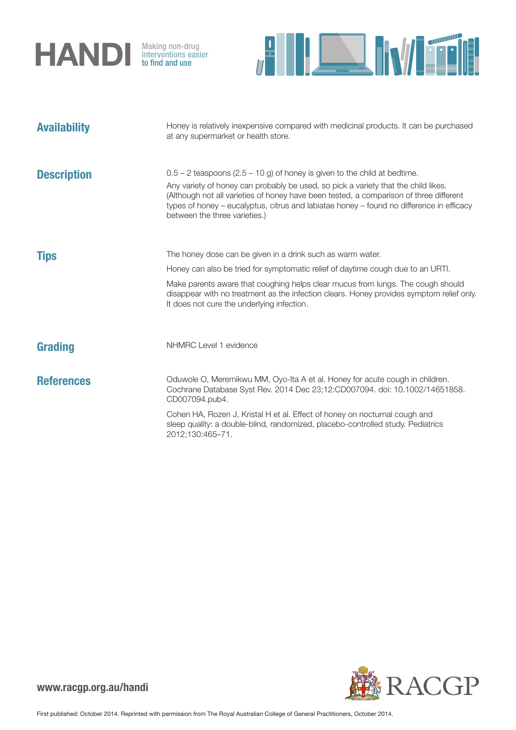## Availability

Honey is relatively inexpensive compared with medicinal products. It can be purchased at any supermarket or health store.

## Description

0.5 – 2 teaspoons (2.5 – 10 g) of honey is given to the child at bedtime.

Any variety of honey can probably be used, so pick a variety that the child likes. (Although not all varieties of honey have been tested, a comparison of three different types of honey – eucalyptus, citrus and labiatae honey – found no difference in efficacy between the three varieties.)

## Tips

The honey dose can be given in a drink such as warm water.

Honey can also be tried for symptomatic relief of daytime cough due to an URTI.

Make parents aware that coughing helps clear mucus from lungs. The cough should disappear with no treatment as the infection clears. Honey provides symptom relief only. It does not cure the underlying infection.

## Grading

NHMRC Level 1 evidence

## References

Oduwole O, Meremikwu MM, Oyo-Ita A et al. Honey for acute cough in children. Cochrane Database Syst Rev. 2014 Dec 23;12:CD007094. doi: 10.1002/14651858.CD007094.pub4.

Cohen HA, Rozen J, Kristal H et al. Effect of honey on nocturnal cough and sleep quality: a double-blind, randomized, placebo-controlled study. Pediatrics 2012;130:465–71.

www.racgp.org.au/handi

First published: October 2014. Reprinted with permission from The Royal Australian College of General Practitioners, October 2014.